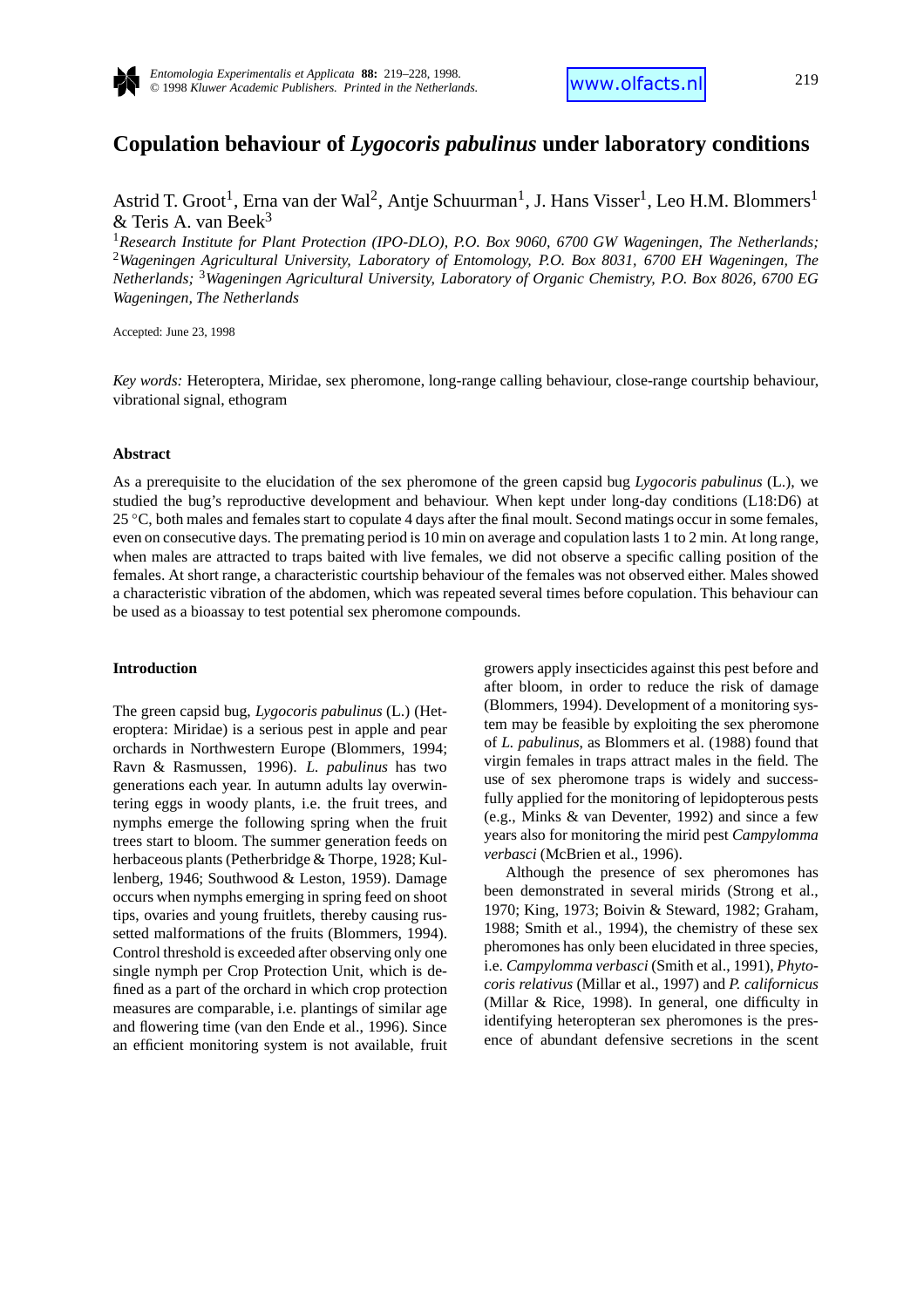# Copulation behaviour of *Lygocoris pabulinus* under laboratory conditions

Astrid T. Groot[1], Erna van der Wal[2], Antje Schuurman[1], J. Hans Visser[1], Leo H.M. Blommers[1] & Teris A. van Beek[3]

[1]*Research Institute for Plant Protection (IPO-DLO), P.O. Box 9060, 6700 GW Wageningen, The Netherlands;* [2]*Wageningen Agricultural University, Laboratory of Entomology, P.O. Box 8031, 6700 EH Wageningen, The Netherlands;* [3]*Wageningen Agricultural University, Laboratory of Organic Chemistry, P.O. Box 8026, 6700 EG Wageningen, The Netherlands*

Accepted: June 23, 1998

*Key words:* Heteroptera, Miridae, sex pheromone, long-range calling behaviour, close-range courtship behaviour, vibrational signal, ethogram

## Abstract

As a prerequisite to the elucidation of the sex pheromone of the green capsid bug *Lygocoris pabulinus* (L.), we studied the bug's reproductive development and behaviour. When kept under long-day conditions (L18:D6) at 25 °C, both males and females start to copulate 4 days after the final moult. Second matings occur in some females, even on consecutive days. The premating period is 10 min on average and copulation lasts 1 to 2 min. At long range, when males are attracted to traps baited with live females, we did not observe a specific calling position of the females. At short range, a characteristic courtship behaviour of the females was not observed either. Males showed a characteristic vibration of the abdomen, which was repeated several times before copulation. This behaviour can be used as a bioassay to test potential sex pheromone compounds.

## Introduction

The green capsid bug, *Lygocoris pabulinus* (L.) (Heteroptera: Miridae) is a serious pest in apple and pear orchards in Northwestern Europe (Blommers, 1994; Ravn & Rasmussen, 1996). *L. pabulinus* has two generations each year. In autumn adults lay overwintering eggs in woody plants, i.e. the fruit trees, and nymphs emerge the following spring when the fruit trees start to bloom. The summer generation feeds on herbaceous plants (Petherbridge & Thorpe, 1928; Kullenberg, 1946; Southwood & Leston, 1959). Damage occurs when nymphs emerging in spring feed on shoot tips, ovaries and young fruitlets, thereby causing russetted malformations of the fruits (Blommers, 1994). Control threshold is exceeded after observing only one single nymph per Crop Protection Unit, which is defined as a part of the orchard in which crop protection measures are comparable, i.e. plantings of similar age and flowering time (van den Ende et al., 1996). Since an efficient monitoring system is not available, fruit growers apply insecticides against this pest before and after bloom, in order to reduce the risk of damage (Blommers, 1994). Development of a monitoring system may be feasible by exploiting the sex pheromone of *L. pabulinus*, as Blommers et al. (1988) found that virgin females in traps attract males in the field. The use of sex pheromone traps is widely and successfully applied for the monitoring of lepidopterous pests (e.g., Minks & van Deventer, 1992) and since a few years also for monitoring the mirid pest *Campylomma verbasci* (McBrien et al., 1996).

Although the presence of sex pheromones has been demonstrated in several mirids (Strong et al., 1970; King, 1973; Boivin & Steward, 1982; Graham, 1988; Smith et al., 1994), the chemistry of these sex pheromones has only been elucidated in three species, i.e. *Campylomma verbasci* (Smith et al., 1991), *Phytocoris relativus* (Millar et al., 1997) and *P. californicus* (Millar & Rice, 1998). In general, one difficulty in identifying heteropteran sex pheromones is the presence of abundant defensive secretions in the scent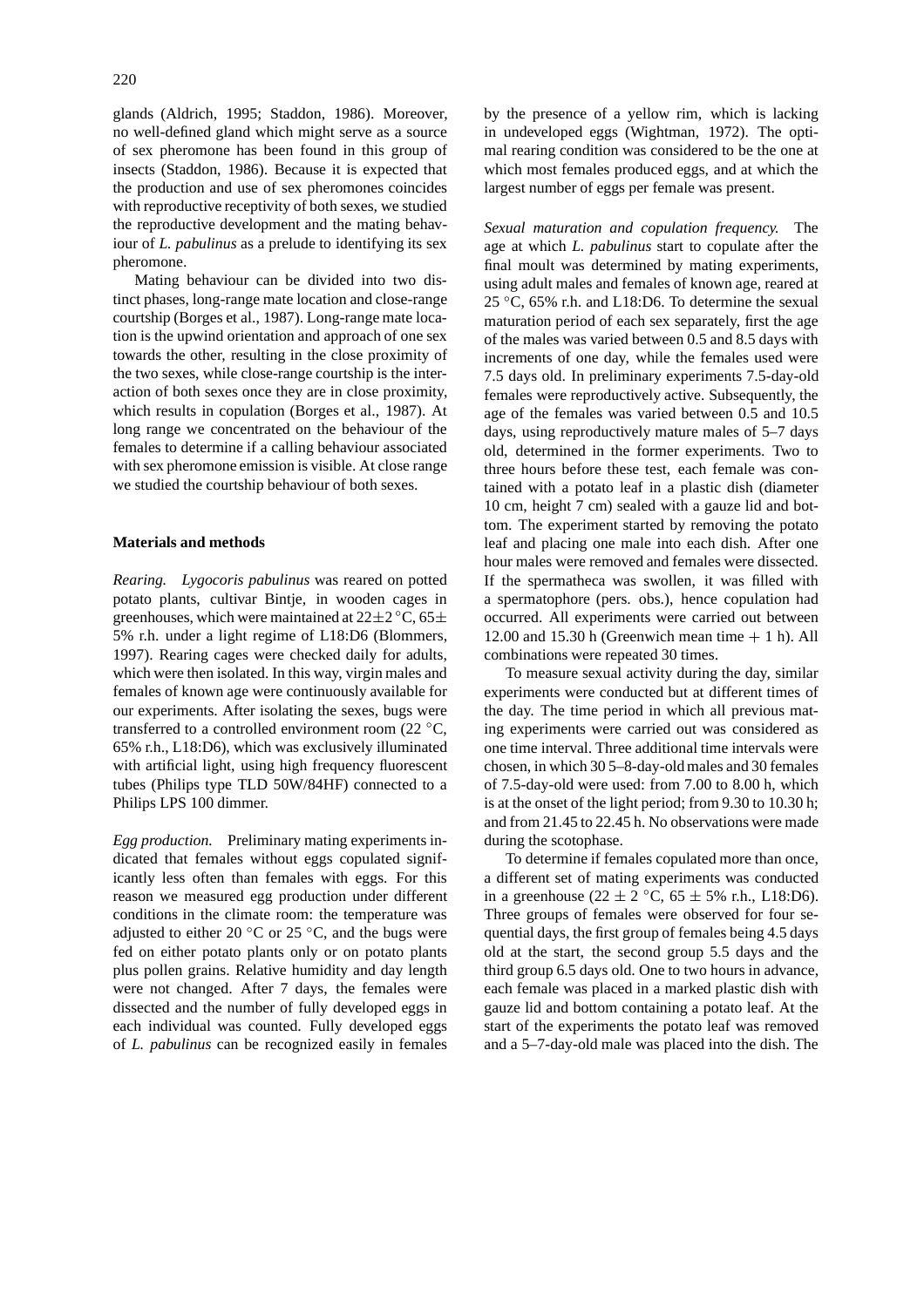glands (Aldrich, 1995; Staddon, 1986). Moreover, no well-defined gland which might serve as a source of sex pheromone has been found in this group of insects (Staddon, 1986). Because it is expected that the production and use of sex pheromones coincides with reproductive receptivity of both sexes, we studied the reproductive development and the mating behaviour of *L. pabulinus* as a prelude to identifying its sex pheromone.

Mating behaviour can be divided into two distinct phases, long-range mate location and close-range courtship (Borges et al., 1987). Long-range mate location is the upwind orientation and approach of one sex towards the other, resulting in the close proximity of the two sexes, while close-range courtship is the interaction of both sexes once they are in close proximity, which results in copulation (Borges et al., 1987). At long range we concentrated on the behaviour of the females to determine if a calling behaviour associated with sex pheromone emission is visible. At close range we studied the courtship behaviour of both sexes.

## Materials and methods

*Rearing.* *Lygocoris pabulinus* was reared on potted potato plants, cultivar Bintje, in wooden cages in greenhouses, which were maintained at 22±2 °C, 65± 5% r.h. under a light regime of L18:D6 (Blommers, 1997). Rearing cages were checked daily for adults, which were then isolated. In this way, virgin males and females of known age were continuously available for our experiments. After isolating the sexes, bugs were transferred to a controlled environment room (22 °C, 65% r.h., L18:D6), which was exclusively illuminated with artificial light, using high frequency fluorescent tubes (Philips type TLD 50W/84HF) connected to a Philips LPS 100 dimmer.

*Egg production.* Preliminary mating experiments indicated that females without eggs copulated significantly less often than females with eggs. For this reason we measured egg production under different conditions in the climate room: the temperature was adjusted to either 20 °C or 25 °C, and the bugs were fed on either potato plants only or on potato plants plus pollen grains. Relative humidity and day length were not changed. After 7 days, the females were dissected and the number of fully developed eggs in each individual was counted. Fully developed eggs of *L. pabulinus* can be recognized easily in females by the presence of a yellow rim, which is lacking in undeveloped eggs (Wightman, 1972). The optimal rearing condition was considered to be the one at which most females produced eggs, and at which the largest number of eggs per female was present.

*Sexual maturation and copulation frequency.* The age at which *L. pabulinus* start to copulate after the final moult was determined by mating experiments, using adult males and females of known age, reared at 25 °C, 65% r.h. and L18:D6. To determine the sexual maturation period of each sex separately, first the age of the males was varied between 0.5 and 8.5 days with increments of one day, while the females used were 7.5 days old. In preliminary experiments 7.5-day-old females were reproductively active. Subsequently, the age of the females was varied between 0.5 and 10.5 days, using reproductively mature males of 5–7 days old, determined in the former experiments. Two to three hours before these test, each female was contained with a potato leaf in a plastic dish (diameter 10 cm, height 7 cm) sealed with a gauze lid and bottom. The experiment started by removing the potato leaf and placing one male into each dish. After one hour males were removed and females were dissected. If the spermatheca was swollen, it was filled with a spermatophore (pers. obs.), hence copulation had occurred. All experiments were carried out between 12.00 and 15.30 h (Greenwich mean time + 1 h). All combinations were repeated 30 times.

To measure sexual activity during the day, similar experiments were conducted but at different times of the day. The time period in which all previous mating experiments were carried out was considered as one time interval. Three additional time intervals were chosen, in which 30 5–8-day-old males and 30 females of 7.5-day-old were used: from 7.00 to 8.00 h, which is at the onset of the light period; from 9.30 to 10.30 h; and from 21.45 to 22.45 h. No observations were made during the scotophase.

To determine if females copulated more than once, a different set of mating experiments was conducted in a greenhouse (22 ± 2 °C, 65 ± 5% r.h., L18:D6). Three groups of females were observed for four sequential days, the first group of females being 4.5 days old at the start, the second group 5.5 days and the third group 6.5 days old. One to two hours in advance, each female was placed in a marked plastic dish with gauze lid and bottom containing a potato leaf. At the start of the experiments the potato leaf was removed and a 5–7-day-old male was placed into the dish. The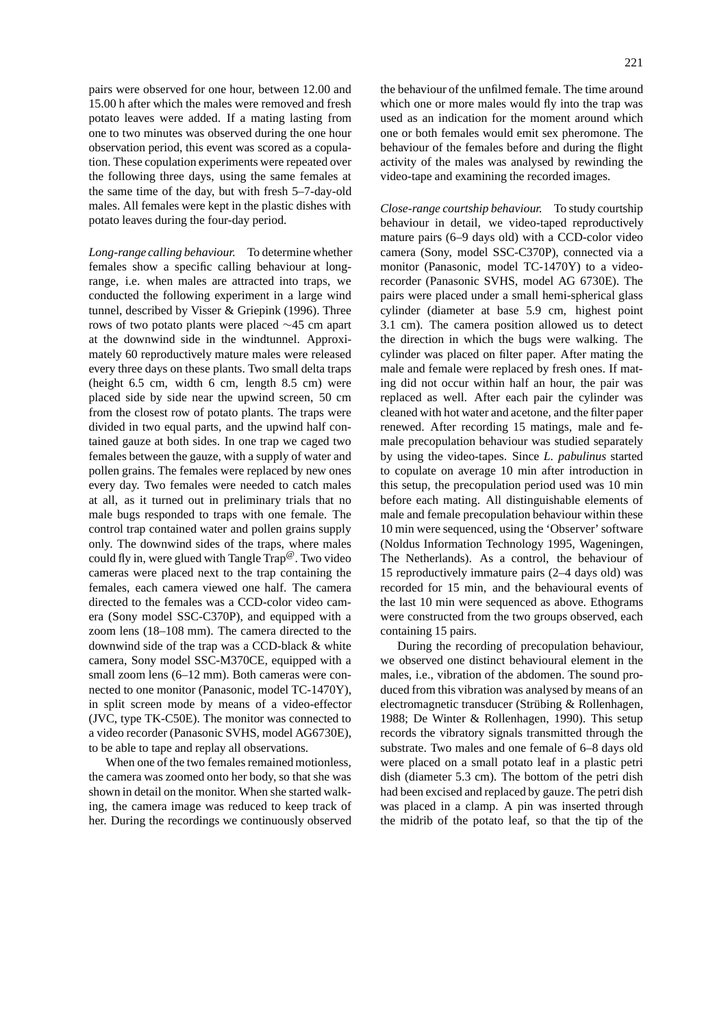pairs were observed for one hour, between 12.00 and 15.00 h after which the males were removed and fresh potato leaves were added. If a mating lasting from one to two minutes was observed during the one hour observation period, this event was scored as a copulation. These copulation experiments were repeated over the following three days, using the same females at the same time of the day, but with fresh 5–7-day-old males. All females were kept in the plastic dishes with potato leaves during the four-day period.

*Long-range calling behaviour.* To determine whether females show a specific calling behaviour at long-range, i.e. when males are attracted into traps, we conducted the following experiment in a large wind tunnel, described by Visser & Griepink (1996). Three rows of two potato plants were placed ∼45 cm apart at the downwind side in the windtunnel. Approximately 60 reproductively mature males were released every three days on these plants. Two small delta traps (height 6.5 cm, width 6 cm, length 8.5 cm) were placed side by side near the upwind screen, 50 cm from the closest row of potato plants. The traps were divided in two equal parts, and the upwind half contained gauze at both sides. In one trap we caged two females between the gauze, with a supply of water and pollen grains. The females were replaced by new ones every day. Two females were needed to catch males at all, as it turned out in preliminary trials that no male bugs responded to traps with one female. The control trap contained water and pollen grains supply only. The downwind sides of the traps, where males could fly in, were glued with Tangle Trap®. Two video cameras were placed next to the trap containing the females, each camera viewed one half. The camera directed to the females was a CCD-color video camera (Sony model SSC-C370P), and equipped with a zoom lens (18–108 mm). The camera directed to the downwind side of the trap was a CCD-black & white camera, Sony model SSC-M370CE, equipped with a small zoom lens (6–12 mm). Both cameras were connected to one monitor (Panasonic, model TC-1470Y), in split screen mode by means of a video-effector (JVC, type TK-C50E). The monitor was connected to a video recorder (Panasonic SVHS, model AG6730E), to be able to tape and replay all observations.

When one of the two females remained motionless, the camera was zoomed onto her body, so that she was shown in detail on the monitor. When she started walking, the camera image was reduced to keep track of her. During the recordings we continuously observed the behaviour of the unfilmed female. The time around which one or more males would fly into the trap was used as an indication for the moment around which one or both females would emit sex pheromone. The behaviour of the females before and during the flight activity of the males was analysed by rewinding the video-tape and examining the recorded images.

*Close-range courtship behaviour.* To study courtship behaviour in detail, we video-taped reproductively mature pairs (6–9 days old) with a CCD-color video camera (Sony, model SSC-C370P), connected via a monitor (Panasonic, model TC-1470Y) to a video-recorder (Panasonic SVHS, model AG 6730E). The pairs were placed under a small hemi-spherical glass cylinder (diameter at base 5.9 cm, highest point 3.1 cm). The camera position allowed us to detect the direction in which the bugs were walking. The cylinder was placed on filter paper. After mating the male and female were replaced by fresh ones. If mating did not occur within half an hour, the pair was replaced as well. After each pair the cylinder was cleaned with hot water and acetone, and the filter paper renewed. After recording 15 matings, male and female precopulation behaviour was studied separately by using the video-tapes. Since *L. pabulinus* started to copulate on average 10 min after introduction in this setup, the precopulation period used was 10 min before each mating. All distinguishable elements of male and female precopulation behaviour within these 10 min were sequenced, using the 'Observer' software (Noldus Information Technology 1995, Wageningen, The Netherlands). As a control, the behaviour of 15 reproductively immature pairs (2–4 days old) was recorded for 15 min, and the behavioural events of the last 10 min were sequenced as above. Ethograms were constructed from the two groups observed, each containing 15 pairs.

During the recording of precopulation behaviour, we observed one distinct behavioural element in the males, i.e., vibration of the abdomen. The sound produced from this vibration was analysed by means of an electromagnetic transducer (Strübing & Rollenhagen, 1988; De Winter & Rollenhagen, 1990). This setup records the vibratory signals transmitted through the substrate. Two males and one female of 6–8 days old were placed on a small potato leaf in a plastic petri dish (diameter 5.3 cm). The bottom of the petri dish had been excised and replaced by gauze. The petri dish was placed in a clamp. A pin was inserted through the midrib of the potato leaf, so that the tip of the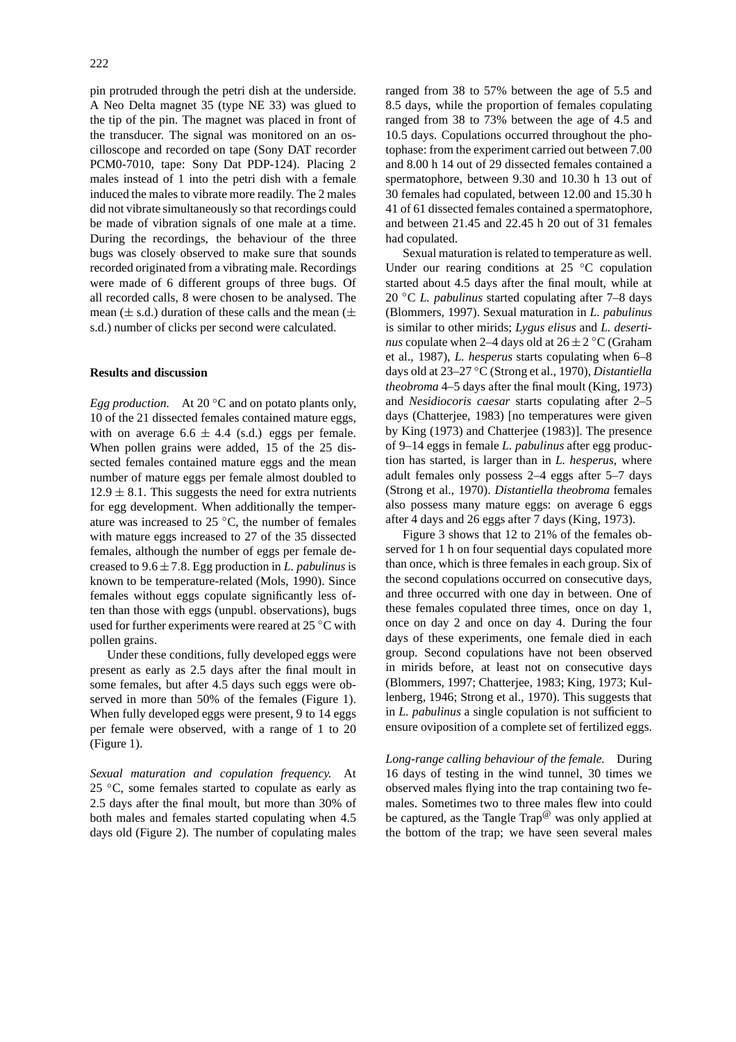pin protruded through the petri dish at the underside. A Neo Delta magnet 35 (type NE 33) was glued to the tip of the pin. The magnet was placed in front of the transducer. The signal was monitored on an oscilloscope and recorded on tape (Sony DAT recorder PCM0-7010, tape: Sony Dat PDP-124). Placing 2 males instead of 1 into the petri dish with a female induced the males to vibrate more readily. The 2 males did not vibrate simultaneously so that recordings could be made of vibration signals of one male at a time. During the recordings, the behaviour of the three bugs was closely observed to make sure that sounds recorded originated from a vibrating male. Recordings were made of 6 different groups of three bugs. Of all recorded calls, 8 were chosen to be analysed. The mean ($\pm$ s.d.) duration of these calls and the mean ($\pm$ s.d.) number of clicks per second were calculated.

## Results and discussion

*Egg production.* At 20 °C and on potato plants only, 10 of the 21 dissected females contained mature eggs, with on average $6.6 \pm 4.4$ (s.d.) eggs per female. When pollen grains were added, 15 of the 25 dissected females contained mature eggs and the mean number of mature eggs per female almost doubled to $12.9 \pm 8.1$. This suggests the need for extra nutrients for egg development. When additionally the temperature was increased to 25 °C, the number of females with mature eggs increased to 27 of the 35 dissected females, although the number of eggs per female decreased to $9.6 \pm 7.8$. Egg production in *L. pabulinus* is known to be temperature-related (Mols, 1990). Since females without eggs copulate significantly less often than those with eggs (unpubl. observations), bugs used for further experiments were reared at 25 °C with pollen grains.

Under these conditions, fully developed eggs were present as early as 2.5 days after the final moult in some females, but after 4.5 days such eggs were observed in more than 50% of the females (Figure 1). When fully developed eggs were present, 9 to 14 eggs per female were observed, with a range of 1 to 20 (Figure 1).

*Sexual maturation and copulation frequency.* At 25 °C, some females started to copulate as early as 2.5 days after the final moult, but more than 30% of both males and females started copulating when 4.5 days old (Figure 2). The number of copulating males ranged from 38 to 57% between the age of 5.5 and 8.5 days, while the proportion of females copulating ranged from 38 to 73% between the age of 4.5 and 10.5 days. Copulations occurred throughout the photophase: from the experiment carried out between 7.00 and 8.00 h 14 out of 29 dissected females contained a spermatophore, between 9.30 and 10.30 h 13 out of 30 females had copulated, between 12.00 and 15.30 h 41 of 61 dissected females contained a spermatophore, and between 21.45 and 22.45 h 20 out of 31 females had copulated.

Sexual maturation is related to temperature as well. Under our rearing conditions at 25 °C copulation started about 4.5 days after the final moult, while at 20 °C *L. pabulinus* started copulating after 7–8 days (Blommers, 1997). Sexual maturation in *L. pabulinus* is similar to other mirids; *Lygus elisus* and *L. desertinus* copulate when 2–4 days old at $26 \pm 2$ °C (Graham et al., 1987), *L. hesperus* starts copulating when 6–8 days old at 23–27 °C (Strong et al., 1970), *Distantiella theobroma* 4–5 days after the final moult (King, 1973) and *Nesidiocoris caesar* starts copulating after 2–5 days (Chatterjee, 1983) [no temperatures were given by King (1973) and Chatterjee (1983)]. The presence of 9–14 eggs in female *L. pabulinus* after egg production has started, is larger than in *L. hesperus*, where adult females only possess 2–4 eggs after 5–7 days (Strong et al., 1970). *Distantiella theobroma* females also possess many mature eggs: on average 6 eggs after 4 days and 26 eggs after 7 days (King, 1973).

Figure 3 shows that 12 to 21% of the females observed for 1 h on four sequential days copulated more than once, which is three females in each group. Six of the second copulations occurred on consecutive days, and three occurred with one day in between. One of these females copulated three times, once on day 1, once on day 2 and once on day 4. During the four days of these experiments, one female died in each group. Second copulations have not been observed in mirids before, at least not on consecutive days (Blommers, 1997; Chatterjee, 1983; King, 1973; Kullenberg, 1946; Strong et al., 1970). This suggests that in *L. pabulinus* a single copulation is not sufficient to ensure oviposition of a complete set of fertilized eggs.

*Long-range calling behaviour of the female.* During 16 days of testing in the wind tunnel, 30 times we observed males flying into the trap containing two females. Sometimes two to three males flew into could be captured, as the Tangle Trap@ was only applied at the bottom of the trap; we have seen several males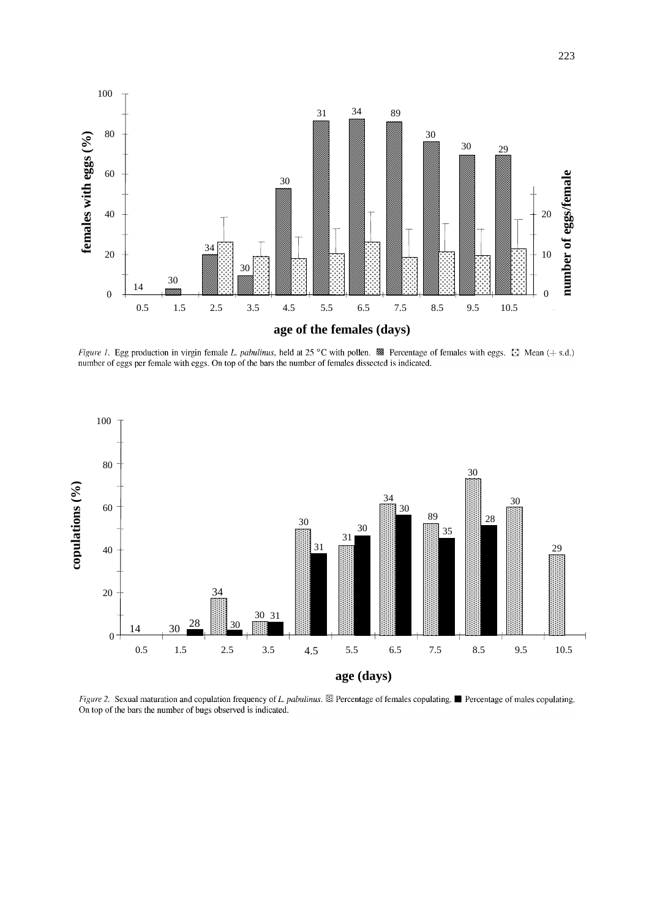*Figure 1.* Egg production in virgin female *L. pabulinus*, held at 25 °C with pollen. ▩ Percentage of females with eggs. ⬚ Mean (+ s.d.) number of eggs per female with eggs. On top of the bars the number of females dissected is indicated.

*Figure 2.* Sexual maturation and copulation frequency of *L. pabulinus*. ▤ Percentage of females copulating. ■ Percentage of males copulating. On top of the bars the number of bugs observed is indicated.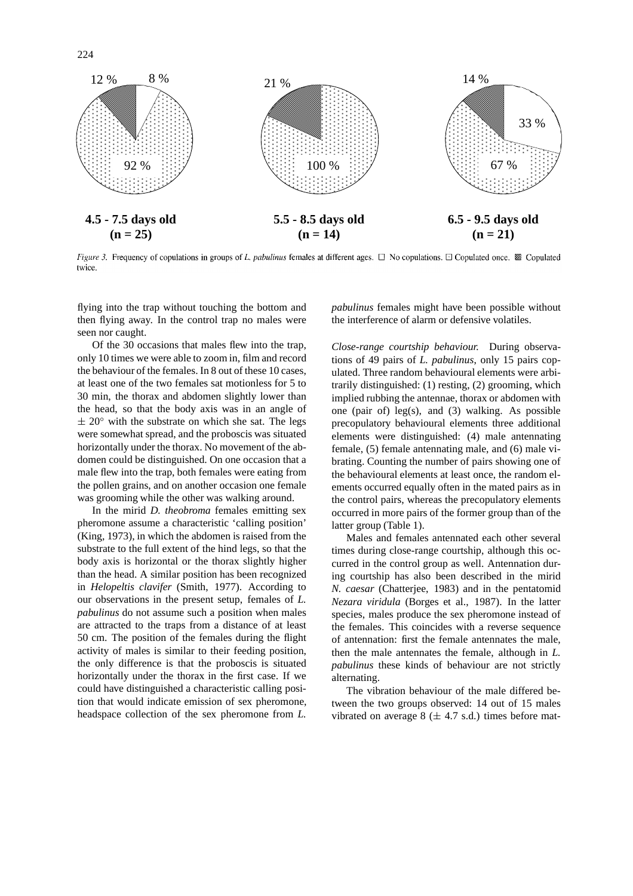12 % 8 %

92 %

**4.5 - 7.5 days old (n = 25)**

21 %

100 %

**5.5 - 8.5 days old (n = 14)**

14 %

33 %

67 %

**6.5 - 9.5 days old (n = 21)**

*Figure 3.* Frequency of copulations in groups of *L. pabulinus* females at different ages. □ No copulations. ⊡ Copulated once. ▩ Copulated twice.

flying into the trap without touching the bottom and then flying away. In the control trap no males were seen nor caught.

Of the 30 occasions that males flew into the trap, only 10 times we were able to zoom in, film and record the behaviour of the females. In 8 out of these 10 cases, at least one of the two females sat motionless for 5 to 30 min, the thorax and abdomen slightly lower than the head, so that the body axis was in an angle of $\pm$ 20° with the substrate on which she sat. The legs were somewhat spread, and the proboscis was situated horizontally under the thorax. No movement of the abdomen could be distinguished. On one occasion that a male flew into the trap, both females were eating from the pollen grains, and on another occasion one female was grooming while the other was walking around.

In the mirid *D. theobroma* females emitting sex pheromone assume a characteristic 'calling position' (King, 1973), in which the abdomen is raised from the substrate to the full extent of the hind legs, so that the body axis is horizontal or the thorax slightly higher than the head. A similar position has been recognized in *Helopeltis clavifer* (Smith, 1977). According to our observations in the present setup, females of *L. pabulinus* do not assume such a position when males are attracted to the traps from a distance of at least 50 cm. The position of the females during the flight activity of males is similar to their feeding position, the only difference is that the proboscis is situated horizontally under the thorax in the first case. If we could have distinguished a characteristic calling position that would indicate emission of sex pheromone, headspace collection of the sex pheromone from *L. pabulinus* females might have been possible without the interference of alarm or defensive volatiles.

*Close-range courtship behaviour.* During observations of 49 pairs of *L. pabulinus*, only 15 pairs copulated. Three random behavioural elements were arbitrarily distinguished: (1) resting, (2) grooming, which implied rubbing the antennae, thorax or abdomen with one (pair of) leg(s), and (3) walking. As possible precopulatory behavioural elements three additional elements were distinguished: (4) male antennating female, (5) female antennating male, and (6) male vibrating. Counting the number of pairs showing one of the behavioural elements at least once, the random elements occurred equally often in the mated pairs as in the control pairs, whereas the precopulatory elements occurred in more pairs of the former group than of the latter group (Table 1).

Males and females antennated each other several times during close-range courtship, although this occurred in the control group as well. Antennation during courtship has also been described in the mirid *N. caesar* (Chatterjee, 1983) and in the pentatomid *Nezara viridula* (Borges et al., 1987). In the latter species, males produce the sex pheromone instead of the females. This coincides with a reverse sequence of antennation: first the female antennates the male, then the male antennates the female, although in *L. pabulinus* these kinds of behaviour are not strictly alternating.

The vibration behaviour of the male differed between the two groups observed: 14 out of 15 males vibrated on average 8 ($\pm$ 4.7 s.d.) times before mat-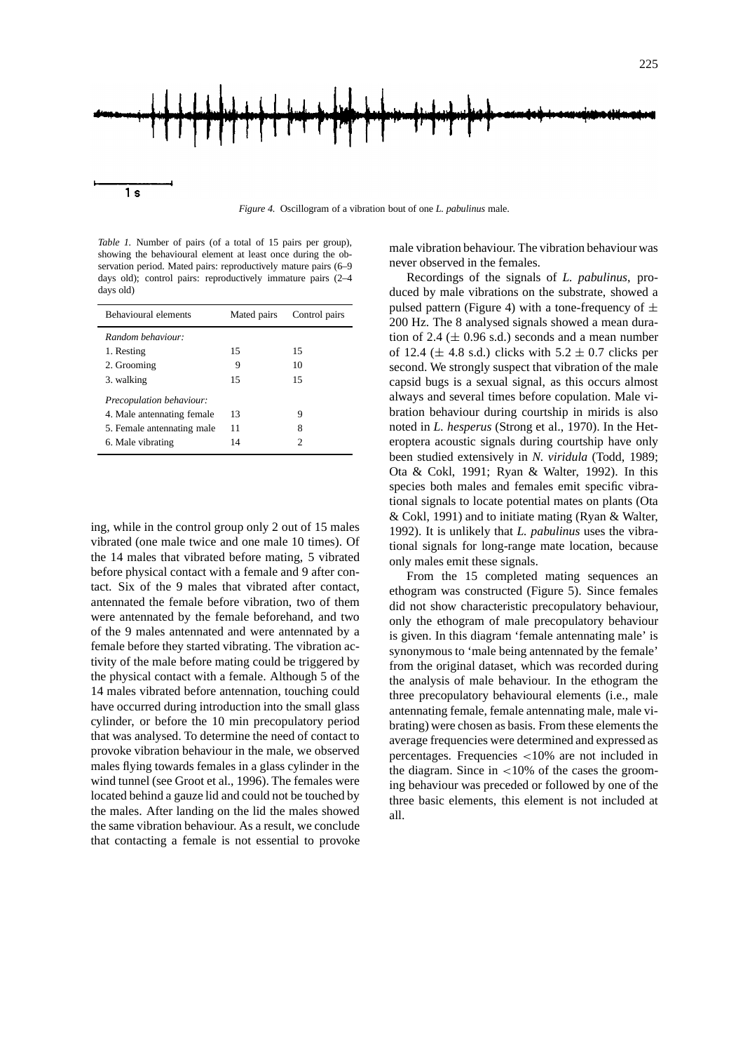*Figure 4.* Oscillogram of a vibration bout of one *L. pabulinus* male.

*Table 1.* Number of pairs (of a total of 15 pairs per group), showing the behavioural element at least once during the observation period. Mated pairs: reproductively mature pairs (6–9 days old); control pairs: reproductively immature pairs (2–4 days old)

| Behavioural elements | Mated pairs | Control pairs |
|---|---|---|
| *Random behaviour:* | | |
| 1. Resting | 15 | 15 |
| 2. Grooming | 9 | 10 |
| 3. walking | 15 | 15 |
| *Precopulation behaviour:* | | |
| 4. Male antennating female | 13 | 9 |
| 5. Female antennating male | 11 | 8 |
| 6. Male vibrating | 14 | 2 |

ing, while in the control group only 2 out of 15 males vibrated (one male twice and one male 10 times). Of the 14 males that vibrated before mating, 5 vibrated before physical contact with a female and 9 after contact. Six of the 9 males that vibrated after contact, antennated the female before vibration, two of them were antennated by the female beforehand, and two of the 9 males antennated and were antennated by a female before they started vibrating. The vibration activity of the male before mating could be triggered by the physical contact with a female. Although 5 of the 14 males vibrated before antennation, touching could have occurred during introduction into the small glass cylinder, or before the 10 min precopulatory period that was analysed. To determine the need of contact to provoke vibration behaviour in the male, we observed males flying towards females in a glass cylinder in the wind tunnel (see Groot et al., 1996). The females were located behind a gauze lid and could not be touched by the males. After landing on the lid the males showed the same vibration behaviour. As a result, we conclude that contacting a female is not essential to provoke male vibration behaviour. The vibration behaviour was never observed in the females.

Recordings of the signals of *L. pabulinus*, produced by male vibrations on the substrate, showed a pulsed pattern (Figure 4) with a tone-frequency of $\pm$ 200 Hz. The 8 analysed signals showed a mean duration of 2.4 ($\pm$ 0.96 s.d.) seconds and a mean number of 12.4 ($\pm$ 4.8 s.d.) clicks with 5.2 $\pm$ 0.7 clicks per second. We strongly suspect that vibration of the male capsid bugs is a sexual signal, as this occurs almost always and several times before copulation. Male vibration behaviour during courtship in mirids is also noted in *L. hesperus* (Strong et al., 1970). In the Heteroptera acoustic signals during courtship have only been studied extensively in *N. viridula* (Todd, 1989; Ota & Cokl, 1991; Ryan & Walter, 1992). In this species both males and females emit specific vibrational signals to locate potential mates on plants (Ota & Cokl, 1991) and to initiate mating (Ryan & Walter, 1992). It is unlikely that *L. pabulinus* uses the vibrational signals for long-range mate location, because only males emit these signals.

From the 15 completed mating sequences an ethogram was constructed (Figure 5). Since females did not show characteristic precopulatory behaviour, only the ethogram of male precopulatory behaviour is given. In this diagram 'female antennating male' is synonymous to 'male being antennated by the female' from the original dataset, which was recorded during the analysis of male behaviour. In the ethogram the three precopulatory behavioural elements (i.e., male antennating female, female antennating male, male vibrating) were chosen as basis. From these elements the average frequencies were determined and expressed as percentages. Frequencies <10% are not included in the diagram. Since in <10% of the cases the grooming behaviour was preceded or followed by one of the three basic elements, this element is not included at all.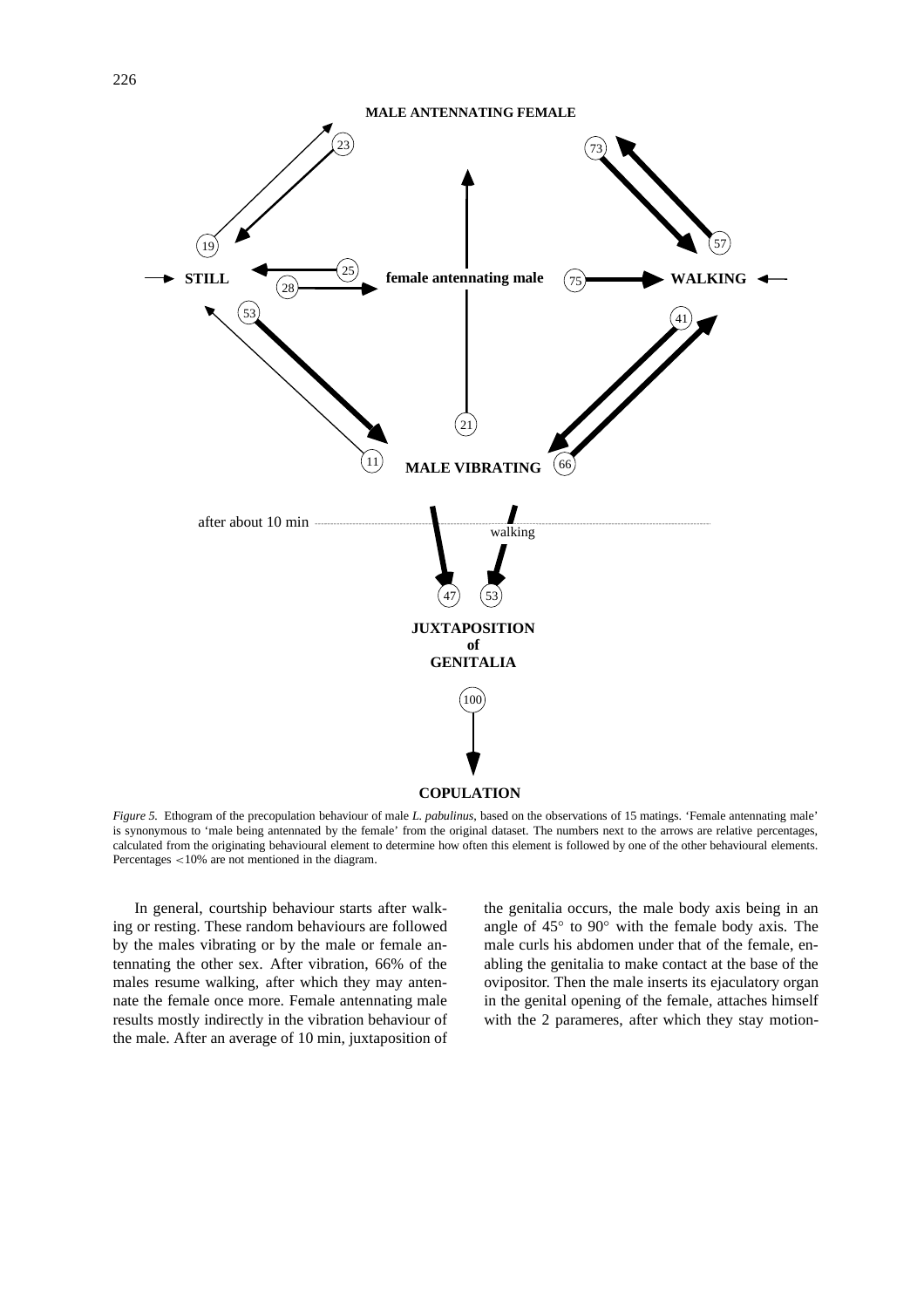*Figure 5.* Ethogram of the precopulation behaviour of male *L. pabulinus*, based on the observations of 15 matings. 'Female antennating male' is synonymous to 'male being antennated by the female' from the original dataset. The numbers next to the arrows are relative percentages, calculated from the originating behavioural element to determine how often this element is followed by one of the other behavioural elements. Percentages <10% are not mentioned in the diagram.

In general, courtship behaviour starts after walking or resting. These random behaviours are followed by the males vibrating or by the male or female antennating the other sex. After vibration, 66% of the males resume walking, after which they may antennate the female once more. Female antennating male results mostly indirectly in the vibration behaviour of the male. After an average of 10 min, juxtaposition of the genitalia occurs, the male body axis being in an angle of 45° to 90° with the female body axis. The male curls his abdomen under that of the female, enabling the genitalia to make contact at the base of the ovipositor. Then the male inserts its ejaculatory organ in the genital opening of the female, attaches himself with the 2 parameres, after which they stay motion-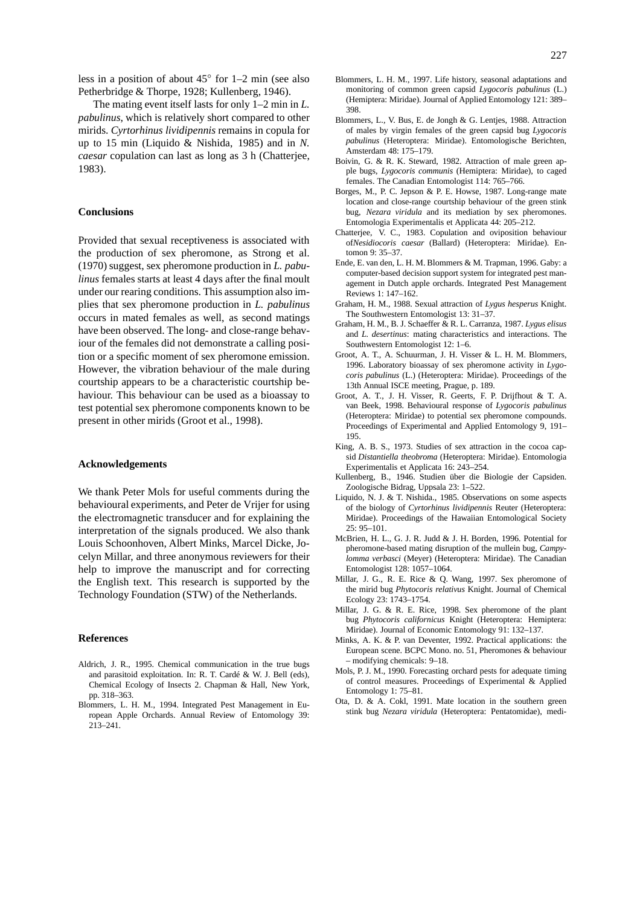less in a position of about 45° for 1–2 min (see also Petherbridge & Thorpe, 1928; Kullenberg, 1946).

The mating event itself lasts for only 1–2 min in *L. pabulinus*, which is relatively short compared to other mirids. *Cyrtorhinus lividipennis* remains in copula for up to 15 min (Liquido & Nishida, 1985) and in *N. caesar* copulation can last as long as 3 h (Chatterjee, 1983).

## Conclusions

Provided that sexual receptiveness is associated with the production of sex pheromone, as Strong et al. (1970) suggest, sex pheromone production in *L. pabulinus* females starts at least 4 days after the final moult under our rearing conditions. This assumption also implies that sex pheromone production in *L. pabulinus* occurs in mated females as well, as second matings have been observed. The long- and close-range behaviour of the females did not demonstrate a calling position or a specific moment of sex pheromone emission. However, the vibration behaviour of the male during courtship appears to be a characteristic courtship behaviour. This behaviour can be used as a bioassay to test potential sex pheromone components known to be present in other mirids (Groot et al., 1998).

## Acknowledgements

We thank Peter Mols for useful comments during the behavioural experiments, and Peter de Vrijer for using the electromagnetic transducer and for explaining the interpretation of the signals produced. We also thank Louis Schoonhoven, Albert Minks, Marcel Dicke, Jocelyn Millar, and three anonymous reviewers for their help to improve the manuscript and for correcting the English text. This research is supported by the Technology Foundation (STW) of the Netherlands.

## References

Aldrich, J. R., 1995. Chemical communication in the true bugs and parasitoid exploitation. In: R. T. Cardé & W. J. Bell (eds), Chemical Ecology of Insects 2. Chapman & Hall, New York, pp. 318–363.

Blommers, L. H. M., 1994. Integrated Pest Management in European Apple Orchards. Annual Review of Entomology 39: 213–241.

Blommers, L. H. M., 1997. Life history, seasonal adaptations and monitoring of common green capsid *Lygocoris pabulinus* (L.) (Hemiptera: Miridae). Journal of Applied Entomology 121: 389–398.

Blommers, L., V. Bus, E. de Jongh & G. Lentjes, 1988. Attraction of males by virgin females of the green capsid bug *Lygocoris pabulinus* (Heteroptera: Miridae). Entomologische Berichten, Amsterdam 48: 175–179.

Boivin, G. & R. K. Steward, 1982. Attraction of male green apple bugs, *Lygocoris communis* (Hemiptera: Miridae), to caged females. The Canadian Entomologist 114: 765–766.

Borges, M., P. C. Jepson & P. E. Howse, 1987. Long-range mate location and close-range courtship behaviour of the green stink bug, *Nezara viridula* and its mediation by sex pheromones. Entomologia Experimentalis et Applicata 44: 205–212.

Chatterjee, V. C., 1983. Copulation and oviposition behaviour of*Nesidiocoris caesar* (Ballard) (Heteroptera: Miridae). Entomon 9: 35–37.

Ende, E. van den, L. H. M. Blommers & M. Trapman, 1996. Gaby: a computer-based decision support system for integrated pest management in Dutch apple orchards. Integrated Pest Management Reviews 1: 147–162.

Graham, H. M., 1988. Sexual attraction of *Lygus hesperus* Knight. The Southwestern Entomologist 13: 31–37.

Graham, H. M., B. J. Schaeffer & R. L. Carranza, 1987. *Lygus elisus* and *L. desertinus*: mating characteristics and interactions. The Southwestern Entomologist 12: 1–6.

Groot, A. T., A. Schuurman, J. H. Visser & L. H. M. Blommers, 1996. Laboratory bioassay of sex pheromone activity in *Lygocoris pabulinus* (L.) (Heteroptera: Miridae). Proceedings of the 13th Annual ISCE meeting, Prague, p. 189.

Groot, A. T., J. H. Visser, R. Geerts, F. P. Drijfhout & T. A. van Beek, 1998. Behavioural response of *Lygocoris pabulinus* (Heteroptera: Miridae) to potential sex pheromone compounds. Proceedings of Experimental and Applied Entomology 9, 191–195.

King, A. B. S., 1973. Studies of sex attraction in the cocoa capsid *Distantiella theobroma* (Heteroptera: Miridae). Entomologia Experimentalis et Applicata 16: 243–254.

Kullenberg, B., 1946. Studien über die Biologie der Capsiden. Zoologische Bidrag, Uppsala 23: 1–522.

Liquido, N. J. & T. Nishida., 1985. Observations on some aspects of the biology of *Cyrtorhinus lividipennis* Reuter (Heteroptera: Miridae). Proceedings of the Hawaiian Entomological Society 25: 95–101.

McBrien, H. L., G. J. R. Judd & J. H. Borden, 1996. Potential for pheromone-based mating disruption of the mullein bug, *Campylomma verbasci* (Meyer) (Heteroptera: Miridae). The Canadian Entomologist 128: 1057–1064.

Millar, J. G., R. E. Rice & Q. Wang, 1997. Sex pheromone of the mirid bug *Phytocoris relativus* Knight. Journal of Chemical Ecology 23: 1743–1754.

Millar, J. G. & R. E. Rice, 1998. Sex pheromone of the plant bug *Phytocoris californicus* Knight (Heteroptera: Hemiptera: Miridae). Journal of Economic Entomology 91: 132–137.

Minks, A. K. & P. van Deventer, 1992. Practical applications: the European scene. BCPC Mono. no. 51, Pheromones & behaviour – modifying chemicals: 9–18.

Mols, P. J. M., 1990. Forecasting orchard pests for adequate timing of control measures. Proceedings of Experimental & Applied Entomology 1: 75–81.

Ota, D. & A. Cokl, 1991. Mate location in the southern green stink bug *Nezara viridula* (Heteroptera: Pentatomidae), medi-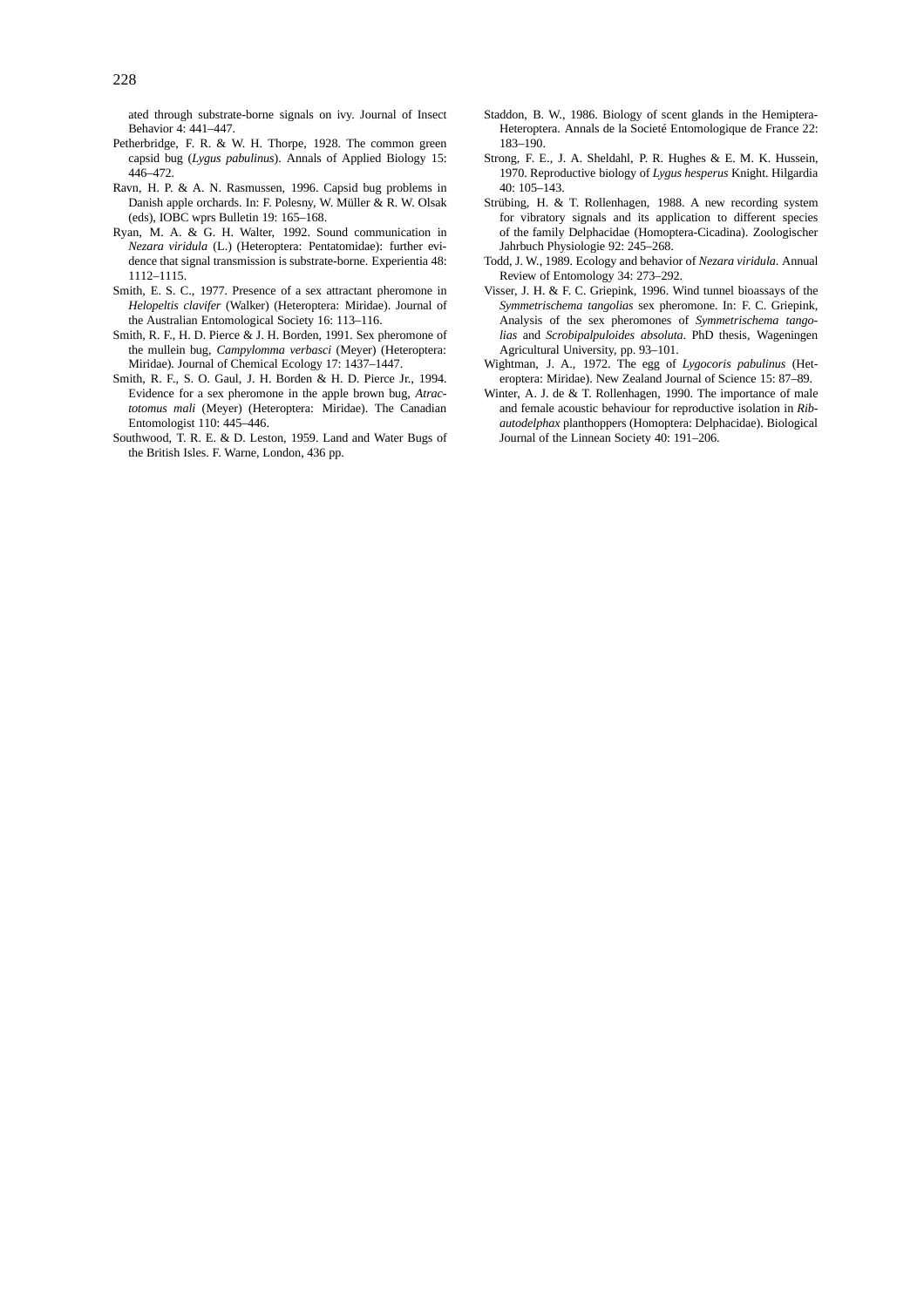ated through substrate-borne signals on ivy. Journal of Insect Behavior 4: 441–447.

Petherbridge, F. R. & W. H. Thorpe, 1928. The common green capsid bug (*Lygus pabulinus*). Annals of Applied Biology 15: 446–472.

Ravn, H. P. & A. N. Rasmussen, 1996. Capsid bug problems in Danish apple orchards. In: F. Polesny, W. Müller & R. W. Olsak (eds), IOBC wprs Bulletin 19: 165–168.

Ryan, M. A. & G. H. Walter, 1992. Sound communication in *Nezara viridula* (L.) (Heteroptera: Pentatomidae): further evidence that signal transmission is substrate-borne. Experientia 48: 1112–1115.

Smith, E. S. C., 1977. Presence of a sex attractant pheromone in *Helopeltis clavifer* (Walker) (Heteroptera: Miridae). Journal of the Australian Entomological Society 16: 113–116.

Smith, R. F., H. D. Pierce & J. H. Borden, 1991. Sex pheromone of the mullein bug, *Campylomma verbasci* (Meyer) (Heteroptera: Miridae). Journal of Chemical Ecology 17: 1437–1447.

Smith, R. F., S. O. Gaul, J. H. Borden & H. D. Pierce Jr., 1994. Evidence for a sex pheromone in the apple brown bug, *Atractotomus mali* (Meyer) (Heteroptera: Miridae). The Canadian Entomologist 110: 445–446.

Southwood, T. R. E. & D. Leston, 1959. Land and Water Bugs of the British Isles. F. Warne, London, 436 pp.

Staddon, B. W., 1986. Biology of scent glands in the Hemiptera-Heteroptera. Annals de la Societé Entomologique de France 22: 183–190.

Strong, F. E., J. A. Sheldahl, P. R. Hughes & E. M. K. Hussein, 1970. Reproductive biology of *Lygus hesperus* Knight. Hilgardia 40: 105–143.

Strübing, H. & T. Rollenhagen, 1988. A new recording system for vibratory signals and its application to different species of the family Delphacidae (Homoptera-Cicadina). Zoologischer Jahrbuch Physiologie 92: 245–268.

Todd, J. W., 1989. Ecology and behavior of *Nezara viridula*. Annual Review of Entomology 34: 273–292.

Visser, J. H. & F. C. Griepink, 1996. Wind tunnel bioassays of the *Symmetrischema tangolias* sex pheromone. In: F. C. Griepink, Analysis of the sex pheromones of *Symmetrischema tangolias* and *Scrobipalpuloides absoluta*. PhD thesis, Wageningen Agricultural University, pp. 93–101.

Wightman, J. A., 1972. The egg of *Lygocoris pabulinus* (Heteroptera: Miridae). New Zealand Journal of Science 15: 87–89.

Winter, A. J. de & T. Rollenhagen, 1990. The importance of male and female acoustic behaviour for reproductive isolation in *Ribautodelphax* planthoppers (Homoptera: Delphacidae). Biological Journal of the Linnean Society 40: 191–206.